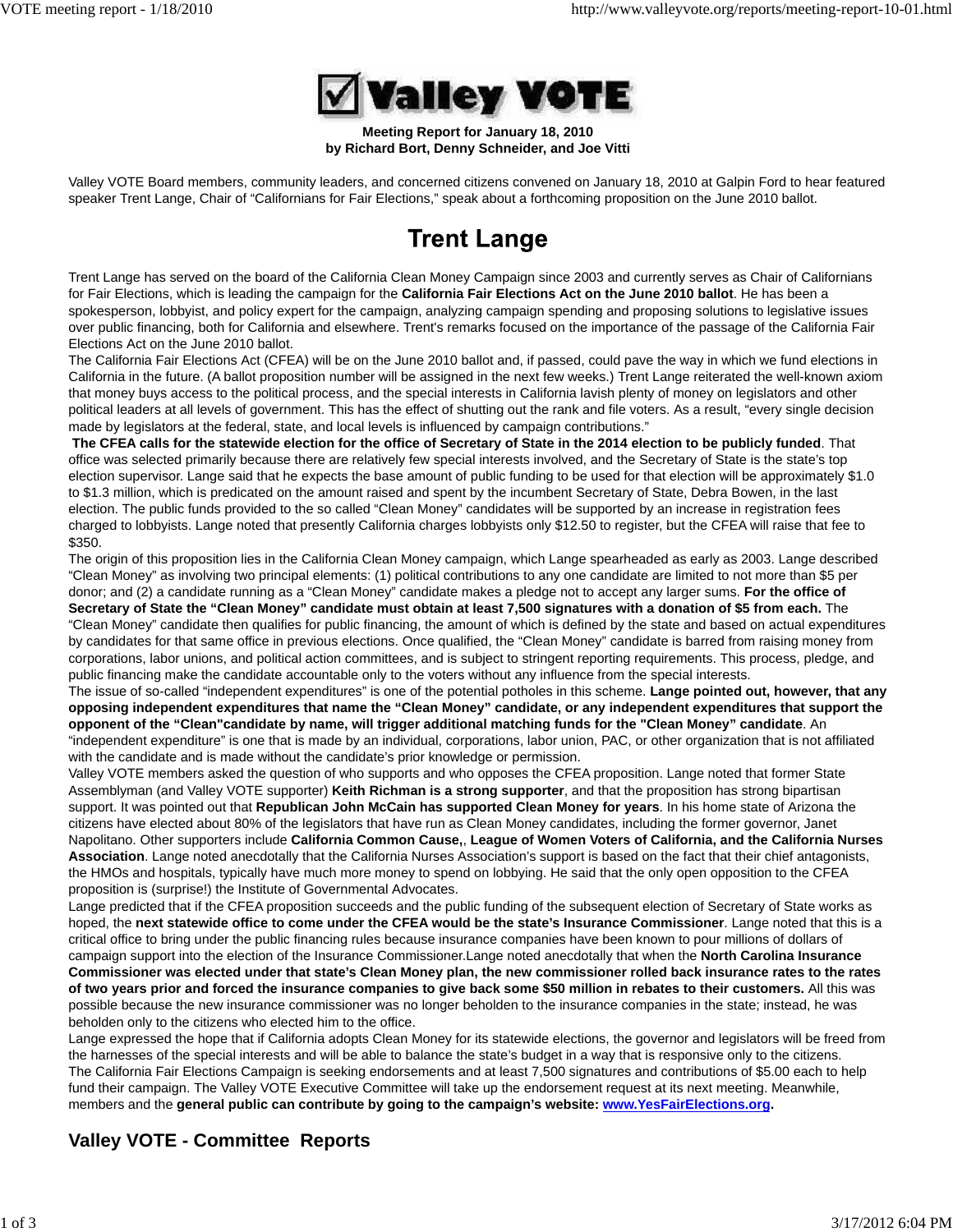# Valley VOTE

**Meeting Report for January 18, 2010**
**by Richard Bort, Denny Schneider, and Joe Vitti**

Valley VOTE Board members, community leaders, and concerned citizens convened on January 18, 2010 at Galpin Ford to hear featured speaker Trent Lange, Chair of "Californians for Fair Elections," speak about a forthcoming proposition on the June 2010 ballot.

## Trent Lange

Trent Lange has served on the board of the California Clean Money Campaign since 2003 and currently serves as Chair of Californians for Fair Elections, which is leading the campaign for the **California Fair Elections Act on the June 2010 ballot**. He has been a spokesperson, lobbyist, and policy expert for the campaign, analyzing campaign spending and proposing solutions to legislative issues over public financing, both for California and elsewhere. Trent's remarks focused on the importance of the passage of the California Fair Elections Act on the June 2010 ballot.

The California Fair Elections Act (CFEA) will be on the June 2010 ballot and, if passed, could pave the way in which we fund elections in California in the future. (A ballot proposition number will be assigned in the next few weeks.) Trent Lange reiterated the well-known axiom that money buys access to the political process, and the special interests in California lavish plenty of money on legislators and other political leaders at all levels of government. This has the effect of shutting out the rank and file voters. As a result, "every single decision made by legislators at the federal, state, and local levels is influenced by campaign contributions."

**The CFEA calls for the statewide election for the office of Secretary of State in the 2014 election to be publicly funded**. That office was selected primarily because there are relatively few special interests involved, and the Secretary of State is the state's top election supervisor. Lange said that he expects the base amount of public funding to be used for that election will be approximately $1.0 to $1.3 million, which is predicated on the amount raised and spent by the incumbent Secretary of State, Debra Bowen, in the last election. The public funds provided to the so called "Clean Money" candidates will be supported by an increase in registration fees charged to lobbyists. Lange noted that presently California charges lobbyists only $12.50 to register, but the CFEA will raise that fee to $350.

The origin of this proposition lies in the California Clean Money campaign, which Lange spearheaded as early as 2003. Lange described "Clean Money" as involving two principal elements: (1) political contributions to any one candidate are limited to not more than $5 per donor; and (2) a candidate running as a "Clean Money" candidate makes a pledge not to accept any larger sums. **For the office of Secretary of State the "Clean Money" candidate must obtain at least 7,500 signatures with a donation of $5 from each.** The "Clean Money" candidate then qualifies for public financing, the amount of which is defined by the state and based on actual expenditures by candidates for that same office in previous elections. Once qualified, the "Clean Money" candidate is barred from raising money from corporations, labor unions, and political action committees, and is subject to stringent reporting requirements. This process, pledge, and public financing make the candidate accountable only to the voters without any influence from the special interests.

The issue of so-called "independent expenditures" is one of the potential potholes in this scheme. **Lange pointed out, however, that any opposing independent expenditures that name the "Clean Money" candidate, or any independent expenditures that support the opponent of the "Clean"candidate by name, will trigger additional matching funds for the "Clean Money" candidate**. An "independent expenditure" is one that is made by an individual, corporations, labor union, PAC, or other organization that is not affiliated with the candidate and is made without the candidate's prior knowledge or permission.

Valley VOTE members asked the question of who supports and who opposes the CFEA proposition. Lange noted that former State Assemblyman (and Valley VOTE supporter) **Keith Richman is a strong supporter**, and that the proposition has strong bipartisan support. It was pointed out that **Republican John McCain has supported Clean Money for years**. In his home state of Arizona the citizens have elected about 80% of the legislators that have run as Clean Money candidates, including the former governor, Janet Napolitano. Other supporters include **California Common Cause,**, **League of Women Voters of California, and the California Nurses Association**. Lange noted anecdotally that the California Nurses Association's support is based on the fact that their chief antagonists, the HMOs and hospitals, typically have much more money to spend on lobbying. He said that the only open opposition to the CFEA proposition is (surprise!) the Institute of Governmental Advocates.

Lange predicted that if the CFEA proposition succeeds and the public funding of the subsequent election of Secretary of State works as hoped, the **next statewide office to come under the CFEA would be the state's Insurance Commissioner**. Lange noted that this is a critical office to bring under the public financing rules because insurance companies have been known to pour millions of dollars of campaign support into the election of the Insurance Commissioner.Lange noted anecdotally that when the **North Carolina Insurance Commissioner was elected under that state's Clean Money plan, the new commissioner rolled back insurance rates to the rates of two years prior and forced the insurance companies to give back some $50 million in rebates to their customers.** All this was possible because the new insurance commissioner was no longer beholden to the insurance companies in the state; instead, he was beholden only to the citizens who elected him to the office.

Lange expressed the hope that if California adopts Clean Money for its statewide elections, the governor and legislators will be freed from the harnesses of the special interests and will be able to balance the state's budget in a way that is responsive only to the citizens.

The California Fair Elections Campaign is seeking endorsements and at least 7,500 signatures and contributions of $5.00 each to help fund their campaign. The Valley VOTE Executive Committee will take up the endorsement request at its next meeting. Meanwhile, members and the **general public can contribute by going to the campaign's website: www.YesFairElections.org.**

## Valley VOTE - Committee Reports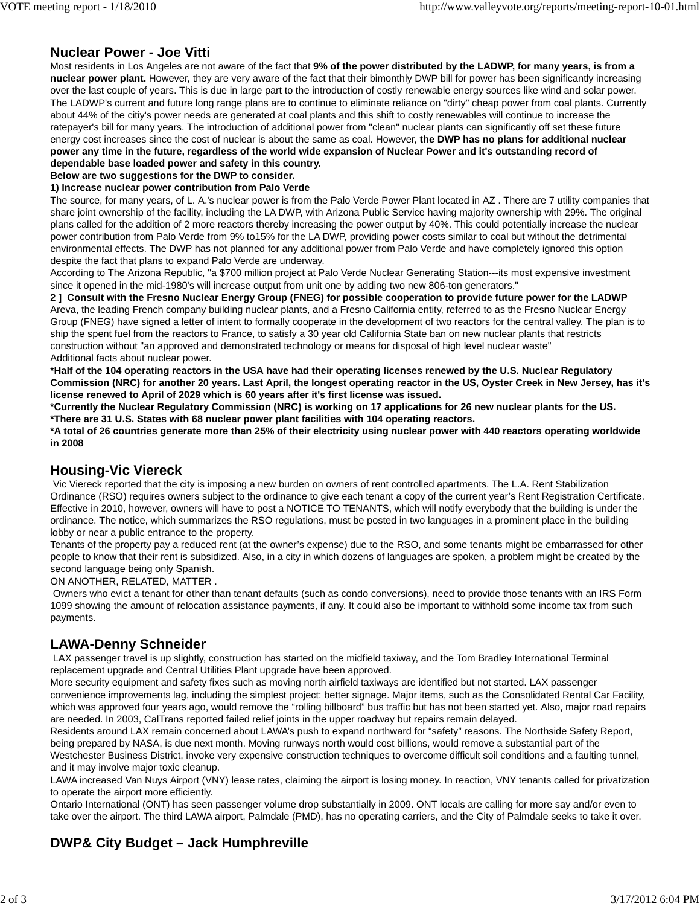## Nuclear Power - Joe Vitti

Most residents in Los Angeles are not aware of the fact that **9% of the power distributed by the LADWP, for many years, is from a nuclear power plant.** However, they are very aware of the fact that their bimonthly DWP bill for power has been significantly increasing over the last couple of years. This is due in large part to the introduction of costly renewable energy sources like wind and solar power. The LADWP's current and future long range plans are to continue to eliminate reliance on "dirty" cheap power from coal plants. Currently about 44% of the citiy's power needs are generated at coal plants and this shift to costly renewables will continue to increase the ratepayer's bill for many years. The introduction of additional power from "clean" nuclear plants can significantly off set these future energy cost increases since the cost of nuclear is about the same as coal. However, **the DWP has no plans for additional nuclear power any time in the future, regardless of the world wide expansion of Nuclear Power and it's outstanding record of dependable base loaded power and safety in this country.**

**Below are two suggestions for the DWP to consider.**

**1) Increase nuclear power contribution from Palo Verde**

The source, for many years, of L. A.'s nuclear power is from the Palo Verde Power Plant located in AZ . There are 7 utility companies that share joint ownership of the facility, including the LA DWP, with Arizona Public Service having majority ownership with 29%. The original plans called for the addition of 2 more reactors thereby increasing the power output by 40%. This could potentially increase the nuclear power contribution from Palo Verde from 9% to15% for the LA DWP, providing power costs similar to coal but without the detrimental environmental effects. The DWP has not planned for any additional power from Palo Verde and have completely ignored this option despite the fact that plans to expand Palo Verde are underway.

According to The Arizona Republic, "a $700 million project at Palo Verde Nuclear Generating Station---its most expensive investment since it opened in the mid-1980's will increase output from unit one by adding two new 806-ton generators."

**2 ] Consult with the Fresno Nuclear Energy Group (FNEG) for possible cooperation to provide future power for the LADWP**

Areva, the leading French company building nuclear plants, and a Fresno California entity, referred to as the Fresno Nuclear Energy Group (FNEG) have signed a letter of intent to formally cooperate in the development of two reactors for the central valley. The plan is to ship the spent fuel from the reactors to France, to satisfy a 30 year old California State ban on new nuclear plants that restricts construction without "an approved and demonstrated technology or means for disposal of high level nuclear waste"

Additional facts about nuclear power.

**\*Half of the 104 operating reactors in the USA have had their operating licenses renewed by the U.S. Nuclear Regulatory Commission (NRC) for another 20 years. Last April, the longest operating reactor in the US, Oyster Creek in New Jersey, has it's license renewed to April of 2029 which is 60 years after it's first license was issued.**

**\*Currently the Nuclear Regulatory Commission (NRC) is working on 17 applications for 26 new nuclear plants for the US.**

**\*There are 31 U.S. States with 68 nuclear power plant facilities with 104 operating reactors.**

**\*A total of 26 countries generate more than 25% of their electricity using nuclear power with 440 reactors operating worldwide in 2008**

## Housing-Vic Viereck

Vic Viereck reported that the city is imposing a new burden on owners of rent controlled apartments. The L.A. Rent Stabilization Ordinance (RSO) requires owners subject to the ordinance to give each tenant a copy of the current year's Rent Registration Certificate. Effective in 2010, however, owners will have to post a NOTICE TO TENANTS, which will notify everybody that the building is under the ordinance. The notice, which summarizes the RSO regulations, must be posted in two languages in a prominent place in the building lobby or near a public entrance to the property.

Tenants of the property pay a reduced rent (at the owner's expense) due to the RSO, and some tenants might be embarrassed for other people to know that their rent is subsidized. Also, in a city in which dozens of languages are spoken, a problem might be created by the second language being only Spanish.

ON ANOTHER, RELATED, MATTER .

Owners who evict a tenant for other than tenant defaults (such as condo conversions), need to provide those tenants with an IRS Form 1099 showing the amount of relocation assistance payments, if any. It could also be important to withhold some income tax from such payments.

## LAWA-Denny Schneider

LAX passenger travel is up slightly, construction has started on the midfield taxiway, and the Tom Bradley International Terminal replacement upgrade and Central Utilities Plant upgrade have been approved.

More security equipment and safety fixes such as moving north airfield taxiways are identified but not started. LAX passenger convenience improvements lag, including the simplest project: better signage. Major items, such as the Consolidated Rental Car Facility, which was approved four years ago, would remove the "rolling billboard" bus traffic but has not been started yet. Also, major road repairs are needed. In 2003, CalTrans reported failed relief joints in the upper roadway but repairs remain delayed.

Residents around LAX remain concerned about LAWA's push to expand northward for "safety" reasons. The Northside Safety Report, being prepared by NASA, is due next month. Moving runways north would cost billions, would remove a substantial part of the Westchester Business District, invoke very expensive construction techniques to overcome difficult soil conditions and a faulting tunnel, and it may involve major toxic cleanup.

LAWA increased Van Nuys Airport (VNY) lease rates, claiming the airport is losing money. In reaction, VNY tenants called for privatization to operate the airport more efficiently.

Ontario International (ONT) has seen passenger volume drop substantially in 2009. ONT locals are calling for more say and/or even to take over the airport. The third LAWA airport, Palmdale (PMD), has no operating carriers, and the City of Palmdale seeks to take it over.

## DWP& City Budget – Jack Humphreville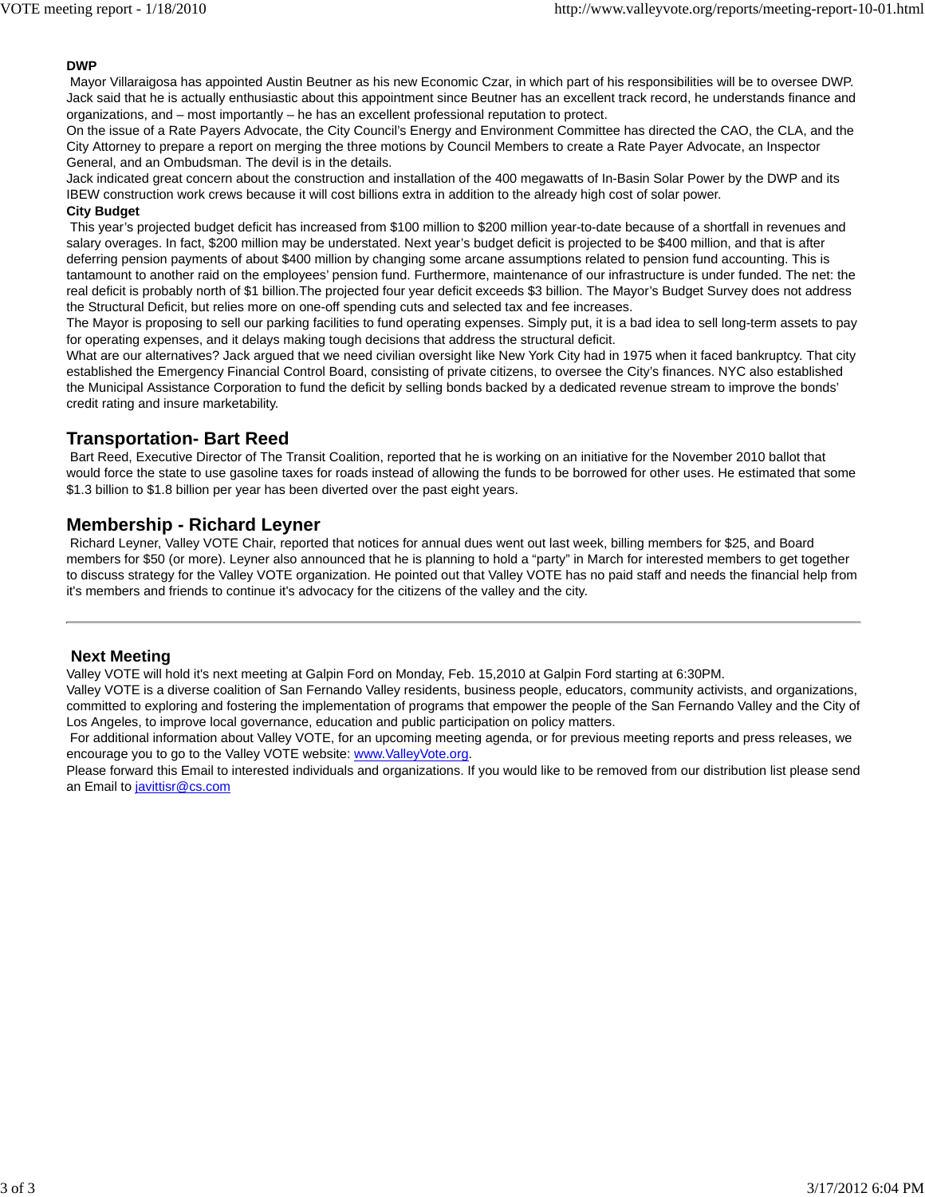**DWP**

Mayor Villaraigosa has appointed Austin Beutner as his new Economic Czar, in which part of his responsibilities will be to oversee DWP. Jack said that he is actually enthusiastic about this appointment since Beutner has an excellent track record, he understands finance and organizations, and – most importantly – he has an excellent professional reputation to protect.

On the issue of a Rate Payers Advocate, the City Council's Energy and Environment Committee has directed the CAO, the CLA, and the City Attorney to prepare a report on merging the three motions by Council Members to create a Rate Payer Advocate, an Inspector General, and an Ombudsman. The devil is in the details.

Jack indicated great concern about the construction and installation of the 400 megawatts of In-Basin Solar Power by the DWP and its IBEW construction work crews because it will cost billions extra in addition to the already high cost of solar power.

**City Budget**

This year's projected budget deficit has increased from $100 million to $200 million year-to-date because of a shortfall in revenues and salary overages. In fact, $200 million may be understated. Next year's budget deficit is projected to be $400 million, and that is after deferring pension payments of about $400 million by changing some arcane assumptions related to pension fund accounting. This is tantamount to another raid on the employees' pension fund. Furthermore, maintenance of our infrastructure is under funded. The net: the real deficit is probably north of $1 billion.The projected four year deficit exceeds $3 billion. The Mayor's Budget Survey does not address the Structural Deficit, but relies more on one-off spending cuts and selected tax and fee increases.

The Mayor is proposing to sell our parking facilities to fund operating expenses. Simply put, it is a bad idea to sell long-term assets to pay for operating expenses, and it delays making tough decisions that address the structural deficit.

What are our alternatives? Jack argued that we need civilian oversight like New York City had in 1975 when it faced bankruptcy. That city established the Emergency Financial Control Board, consisting of private citizens, to oversee the City's finances. NYC also established the Municipal Assistance Corporation to fund the deficit by selling bonds backed by a dedicated revenue stream to improve the bonds' credit rating and insure marketability.

## Transportation- Bart Reed

Bart Reed, Executive Director of The Transit Coalition, reported that he is working on an initiative for the November 2010 ballot that would force the state to use gasoline taxes for roads instead of allowing the funds to be borrowed for other uses. He estimated that some $1.3 billion to $1.8 billion per year has been diverted over the past eight years.

## Membership - Richard Leyner

Richard Leyner, Valley VOTE Chair, reported that notices for annual dues went out last week, billing members for $25, and Board members for $50 (or more). Leyner also announced that he is planning to hold a "party" in March for interested members to get together to discuss strategy for the Valley VOTE organization. He pointed out that Valley VOTE has no paid staff and needs the financial help from it's members and friends to continue it's advocacy for the citizens of the valley and the city.

---

### Next Meeting

Valley VOTE will hold it's next meeting at Galpin Ford on Monday, Feb. 15,2010 at Galpin Ford starting at 6:30PM.

Valley VOTE is a diverse coalition of San Fernando Valley residents, business people, educators, community activists, and organizations, committed to exploring and fostering the implementation of programs that empower the people of the San Fernando Valley and the City of Los Angeles, to improve local governance, education and public participation on policy matters.

For additional information about Valley VOTE, for an upcoming meeting agenda, or for previous meeting reports and press releases, we encourage you to go to the Valley VOTE website: www.ValleyVote.org.

Please forward this Email to interested individuals and organizations. If you would like to be removed from our distribution list please send an Email to javittisr@cs.com